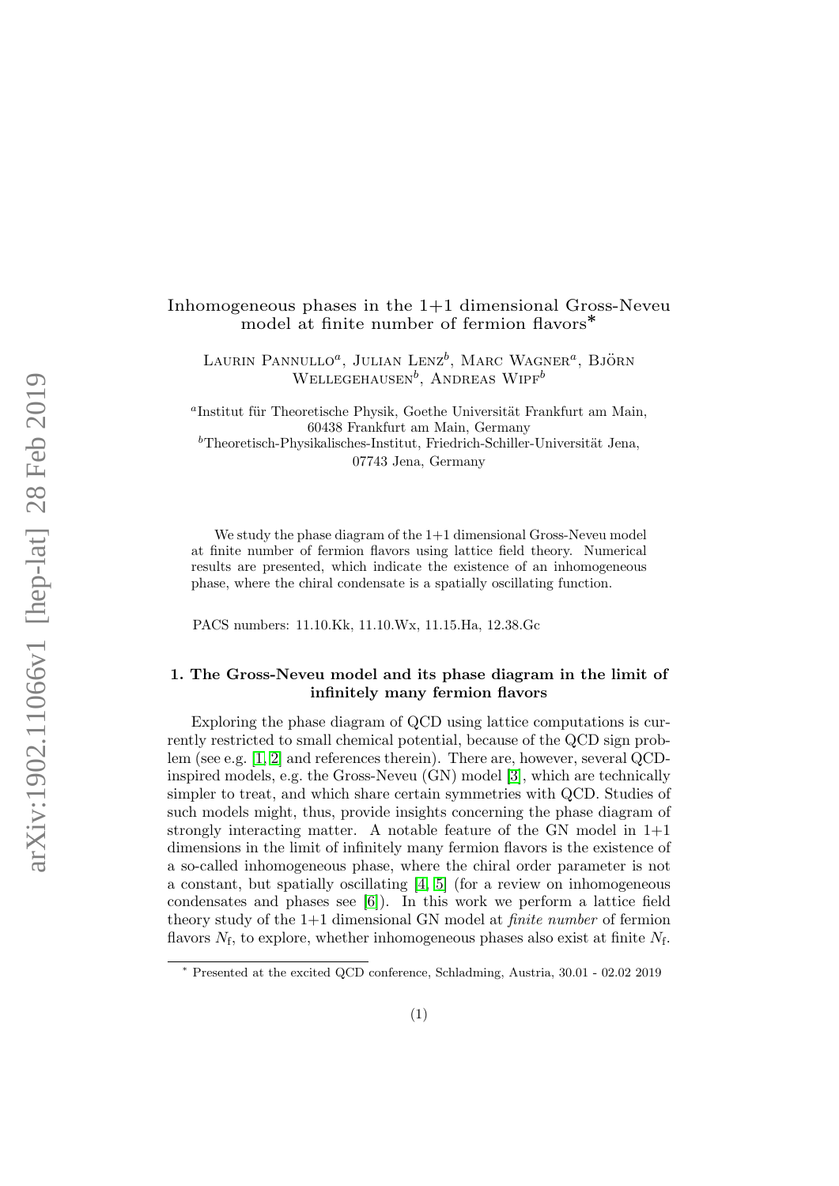# Inhomogeneous phases in the 1+1 dimensional Gross-Neveu model at finite number of fermion flavors*

Laurin Pannullo[a], Julian Lenz[b], Marc Wagner[a], Björn Wellegehausen[b], Andreas Wipf[b]

[a]Institut für Theoretische Physik, Goethe Universität Frankfurt am Main, 60438 Frankfurt am Main, Germany

[b]Theoretisch-Physikalisches-Institut, Friedrich-Schiller-Universität Jena, 07743 Jena, Germany

We study the phase diagram of the 1+1 dimensional Gross-Neveu model at finite number of fermion flavors using lattice field theory. Numerical results are presented, which indicate the existence of an inhomogeneous phase, where the chiral condensate is a spatially oscillating function.

PACS numbers: 11.10.Kk, 11.10.Wx, 11.15.Ha, 12.38.Gc

## 1. The Gross-Neveu model and its phase diagram in the limit of infinitely many fermion flavors

Exploring the phase diagram of QCD using lattice computations is currently restricted to small chemical potential, because of the QCD sign problem (see e.g. [1, 2] and references therein). There are, however, several QCD-inspired models, e.g. the Gross-Neveu (GN) model [3], which are technically simpler to treat, and which share certain symmetries with QCD. Studies of such models might, thus, provide insights concerning the phase diagram of strongly interacting matter. A notable feature of the GN model in 1+1 dimensions in the limit of infinitely many fermion flavors is the existence of a so-called inhomogeneous phase, where the chiral order parameter is not a constant, but spatially oscillating [4, 5] (for a review on inhomogeneous condensates and phases see [6]). In this work we perform a lattice field theory study of the 1+1 dimensional GN model at *finite number* of fermion flavors $N_\mathrm{f}$, to explore, whether inhomogeneous phases also exist at finite $N_\mathrm{f}$.

* Presented at the excited QCD conference, Schladming, Austria, 30.01 - 02.02 2019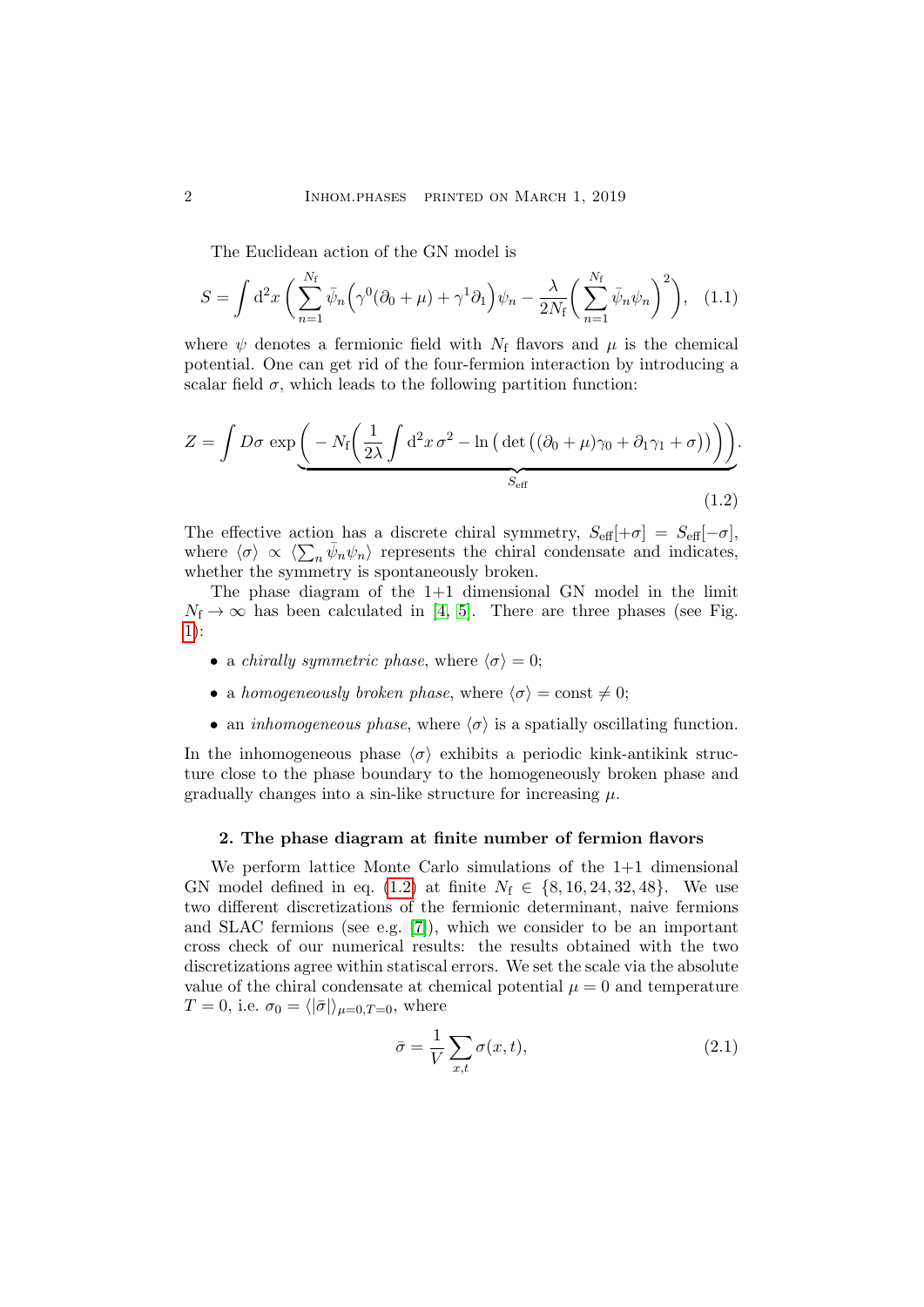The Euclidean action of the GN model is

$$S = \int \mathrm{d}^2x \left( \sum_{n=1}^{N_\mathrm{f}} \bar{\psi}_n \Big( \gamma^0(\partial_0 + \mu) + \gamma^1 \partial_1 \Big) \psi_n - \frac{\lambda}{2N_\mathrm{f}} \bigg( \sum_{n=1}^{N_\mathrm{f}} \bar{\psi}_n \psi_n \bigg)^2 \right), \quad (1.1)$$

where $\psi$ denotes a fermionic field with $N_\mathrm{f}$ flavors and $\mu$ is the chemical potential. One can get rid of the four-fermion interaction by introducing a scalar field $\sigma$, which leads to the following partition function:

$$Z = \int D\sigma \, \exp \underbrace{\bigg( - N_\mathrm{f} \Big( \frac{1}{2\lambda} \int \mathrm{d}^2x \, \sigma^2 - \ln \big( \det \big( (\partial_0 + \mu)\gamma_0 + \partial_1 \gamma_1 + \sigma \big) \big) \Big) \bigg)}_{S_\mathrm{eff}}. \quad (1.2)$$

The effective action has a discrete chiral symmetry, $S_\mathrm{eff}[+\sigma] = S_\mathrm{eff}[-\sigma]$, where $\langle \sigma \rangle \propto \langle \sum_n \bar{\psi}_n \psi_n \rangle$ represents the chiral condensate and indicates, whether the symmetry is spontaneously broken.

The phase diagram of the 1+1 dimensional GN model in the limit $N_\mathrm{f} \to \infty$ has been calculated in [4, 5]. There are three phases (see Fig. 1):

- a *chirally symmetric phase*, where $\langle \sigma \rangle = 0$;
- a *homogeneously broken phase*, where $\langle \sigma \rangle = \mathrm{const} \neq 0$;
- an *inhomogeneous phase*, where $\langle \sigma \rangle$ is a spatially oscillating function.

In the inhomogeneous phase $\langle \sigma \rangle$ exhibits a periodic kink-antikink structure close to the phase boundary to the homogeneously broken phase and gradually changes into a sin-like structure for increasing $\mu$.

## 2. The phase diagram at finite number of fermion flavors

We perform lattice Monte Carlo simulations of the 1+1 dimensional GN model defined in eq. (1.2) at finite $N_\mathrm{f} \in \{8, 16, 24, 32, 48\}$. We use two different discretizations of the fermionic determinant, naive fermions and SLAC fermions (see e.g. [7]), which we consider to be an important cross check of our numerical results: the results obtained with the two discretizations agree within statiscal errors. We set the scale via the absolute value of the chiral condensate at chemical potential $\mu = 0$ and temperature $T = 0$, i.e. $\sigma_0 = \langle |\bar{\sigma}| \rangle_{\mu=0, T=0}$, where

$$\bar{\sigma} = \frac{1}{V} \sum_{x,t} \sigma(x,t), \quad (2.1)$$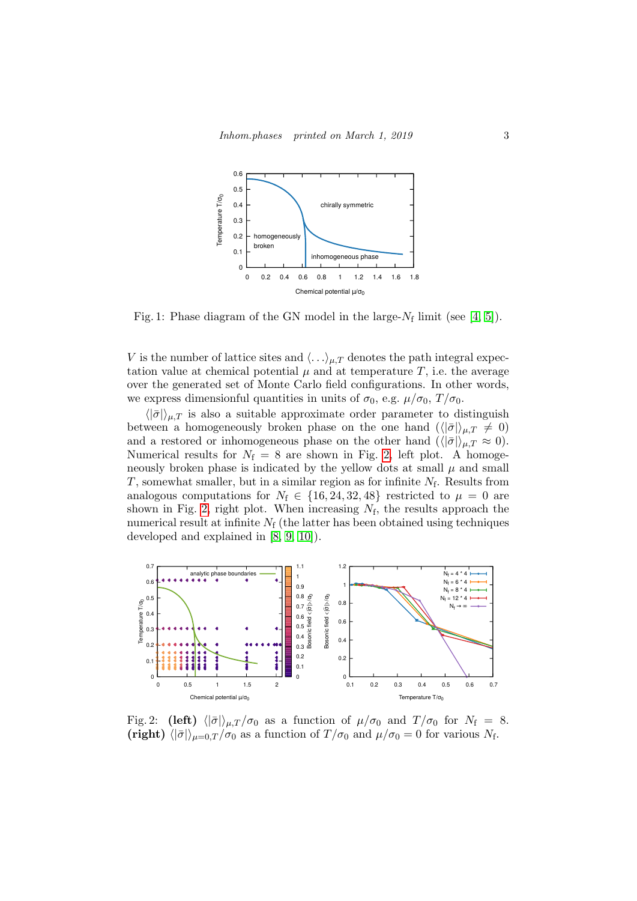Fig. 1: Phase diagram of the GN model in the large-$N_\mathrm{f}$ limit (see [4, 5]).

$V$ is the number of lattice sites and $\langle \ldots \rangle_{\mu,T}$ denotes the path integral expectation value at chemical potential $\mu$ and at temperature $T$, i.e. the average over the generated set of Monte Carlo field configurations. In other words, we express dimensionful quantities in units of $\sigma_0$, e.g. $\mu/\sigma_0$, $T/\sigma_0$.

$\langle|\bar{\sigma}|\rangle_{\mu,T}$ is also a suitable approximate order parameter to distinguish between a homogeneously broken phase on the one hand ($\langle|\bar{\sigma}|\rangle_{\mu,T} \neq 0$) and a restored or inhomogeneous phase on the other hand ($\langle|\bar{\sigma}|\rangle_{\mu,T} \approx 0$). Numerical results for $N_\mathrm{f} = 8$ are shown in Fig. 2, left plot. A homogeneously broken phase is indicated by the yellow dots at small $\mu$ and small $T$, somewhat smaller, but in a similar region as for infinite $N_\mathrm{f}$. Results from analogous computations for $N_\mathrm{f} \in \{16, 24, 32, 48\}$ restricted to $\mu = 0$ are shown in Fig. 2, right plot. When increasing $N_\mathrm{f}$, the results approach the numerical result at infinite $N_\mathrm{f}$ (the latter has been obtained using techniques developed and explained in [8, 9, 10]).

Fig. 2: **(left)** $\langle|\bar{\sigma}|\rangle_{\mu,T}/\sigma_0$ as a function of $\mu/\sigma_0$ and $T/\sigma_0$ for $N_\mathrm{f} = 8$. **(right)** $\langle|\bar{\sigma}|\rangle_{\mu=0,T}/\sigma_0$ as a function of $T/\sigma_0$ and $\mu/\sigma_0 = 0$ for various $N_\mathrm{f}$.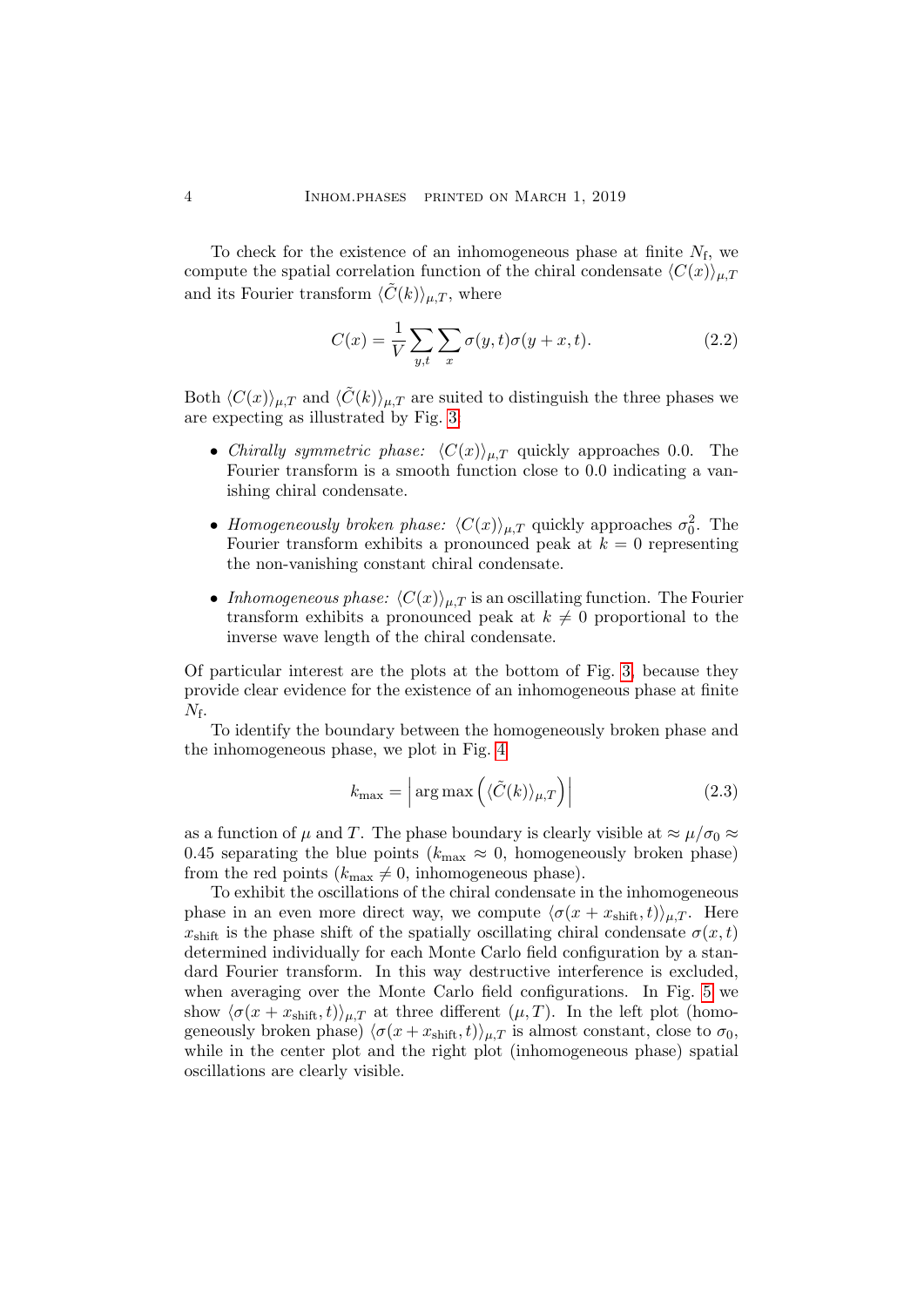To check for the existence of an inhomogeneous phase at finite $N_\mathrm{f}$, we compute the spatial correlation function of the chiral condensate $\langle C(x) \rangle_{\mu,T}$ and its Fourier transform $\langle \tilde{C}(k) \rangle_{\mu,T}$, where

$$C(x) = \frac{1}{V} \sum_{y,t} \sum_{x} \sigma(y,t)\sigma(y+x,t). \tag{2.2}$$

Both $\langle C(x) \rangle_{\mu,T}$ and $\langle \tilde{C}(k) \rangle_{\mu,T}$ are suited to distinguish the three phases we are expecting as illustrated by Fig. 3.

- *Chirally symmetric phase:* $\langle C(x) \rangle_{\mu,T}$ quickly approaches 0.0. The Fourier transform is a smooth function close to 0.0 indicating a vanishing chiral condensate.
- *Homogeneously broken phase:* $\langle C(x) \rangle_{\mu,T}$ quickly approaches $\sigma_0^2$. The Fourier transform exhibits a pronounced peak at $k = 0$ representing the non-vanishing constant chiral condensate.
- *Inhomogeneous phase:* $\langle C(x) \rangle_{\mu,T}$ is an oscillating function. The Fourier transform exhibits a pronounced peak at $k \neq 0$ proportional to the inverse wave length of the chiral condensate.

Of particular interest are the plots at the bottom of Fig. 3, because they provide clear evidence for the existence of an inhomogeneous phase at finite $N_\mathrm{f}$.

To identify the boundary between the homogeneously broken phase and the inhomogeneous phase, we plot in Fig. 4

$$k_\mathrm{max} = \left| \arg\max \left( \langle \tilde{C}(k) \rangle_{\mu,T} \right) \right| \tag{2.3}$$

as a function of $\mu$ and $T$. The phase boundary is clearly visible at $\approx \mu/\sigma_0 \approx 0.45$ separating the blue points ($k_\mathrm{max} \approx 0$, homogeneously broken phase) from the red points ($k_\mathrm{max} \neq 0$, inhomogeneous phase).

To exhibit the oscillations of the chiral condensate in the inhomogeneous phase in an even more direct way, we compute $\langle \sigma(x + x_\mathrm{shift}, t) \rangle_{\mu,T}$. Here $x_\mathrm{shift}$ is the phase shift of the spatially oscillating chiral condensate $\sigma(x,t)$ determined individually for each Monte Carlo field configuration by a standard Fourier transform. In this way destructive interference is excluded, when averaging over the Monte Carlo field configurations. In Fig. 5 we show $\langle \sigma(x + x_\mathrm{shift}, t) \rangle_{\mu,T}$ at three different $(\mu, T)$. In the left plot (homogeneously broken phase) $\langle \sigma(x + x_\mathrm{shift}, t) \rangle_{\mu,T}$ is almost constant, close to $\sigma_0$, while in the center plot and the right plot (inhomogeneous phase) spatial oscillations are clearly visible.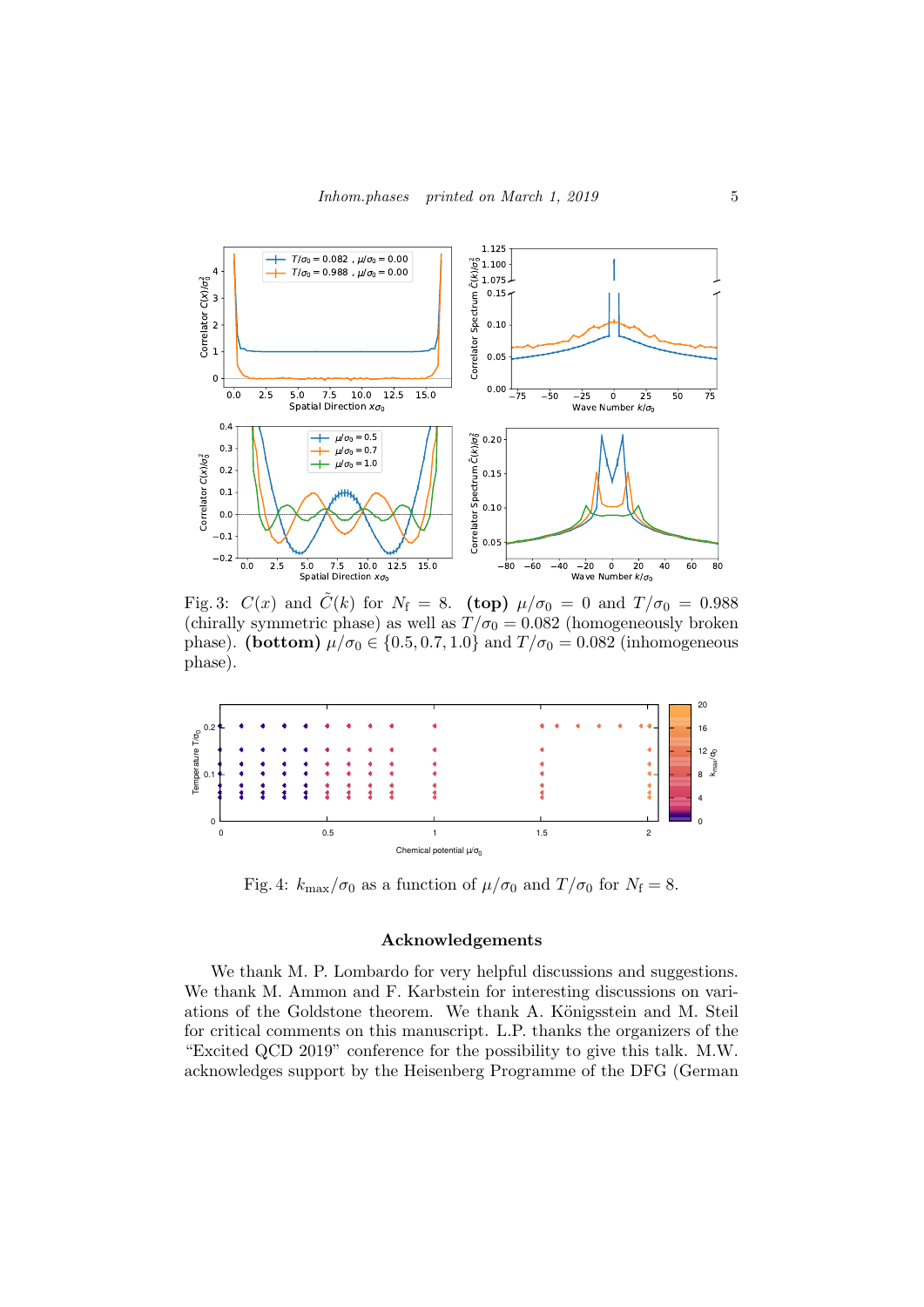Fig. 3: $C(x)$ and $\tilde{C}(k)$ for $N_\mathrm{f} = 8$. **(top)** $\mu/\sigma_0 = 0$ and $T/\sigma_0 = 0.988$ (chirally symmetric phase) as well as $T/\sigma_0 = 0.082$ (homogeneously broken phase). **(bottom)** $\mu/\sigma_0 \in \{0.5, 0.7, 1.0\}$ and $T/\sigma_0 = 0.082$ (inhomogeneous phase).

Fig. 4: $k_\mathrm{max}/\sigma_0$ as a function of $\mu/\sigma_0$ and $T/\sigma_0$ for $N_\mathrm{f} = 8$.

## Acknowledgements

We thank M. P. Lombardo for very helpful discussions and suggestions. We thank M. Ammon and F. Karbstein for interesting discussions on variations of the Goldstone theorem. We thank A. Königsstein and M. Steil for critical comments on this manuscript. L.P. thanks the organizers of the "Excited QCD 2019" conference for the possibility to give this talk. M.W. acknowledges support by the Heisenberg Programme of the DFG (German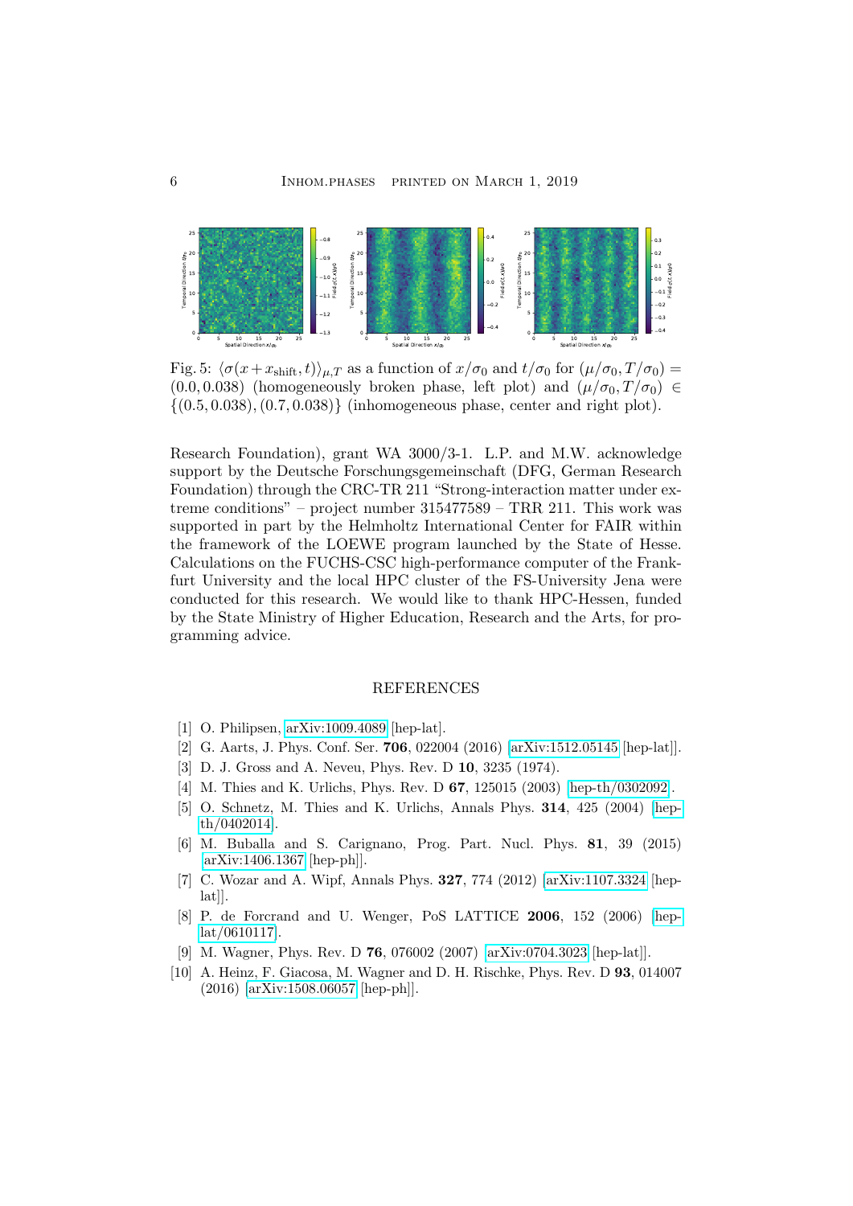25
20
15
10
5
0
0 5 10 15 20 25
Temporal Direction $t/\sigma_0$
Spatial Direction $x/\sigma_0$
Field $\sigma(t,x)/\sigma_0$
−0.8
−0.9
−1.0
−1.1
−1.2
−1.3

25
20
15
10
5
0
0 5 10 15 20 25
Temporal Direction $t/\sigma_0$
Spatial Direction $x/\sigma_0$
Field $\sigma(t,x)/\sigma_0$
0.4
0.2
0.0
−0.2
−0.4

25
20
15
10
5
0
0 5 10 15 20 25
Temporal Direction $t/\sigma_0$
Spatial Direction $x/\sigma_0$
Field $\sigma(t,x)/\sigma_0$
0.3
0.2
0.1
0.0
−0.1
−0.2
−0.3
−0.4

Fig. 5: $\langle\sigma(x+x_{\rm shift},t)\rangle_{\mu,T}$ as a function of $x/\sigma_0$ and $t/\sigma_0$ for $(\mu/\sigma_0, T/\sigma_0) = (0.0, 0.038)$ (homogeneously broken phase, left plot) and $(\mu/\sigma_0, T/\sigma_0) \in \{(0.5, 0.038), (0.7, 0.038)\}$ (inhomogeneous phase, center and right plot).

Research Foundation), grant WA 3000/3-1. L.P. and M.W. acknowledge support by the Deutsche Forschungsgemeinschaft (DFG, German Research Foundation) through the CRC-TR 211 "Strong-interaction matter under extreme conditions" – project number 315477589 – TRR 211. This work was supported in part by the Helmholtz International Center for FAIR within the framework of the LOEWE program launched by the State of Hesse. Calculations on the FUCHS-CSC high-performance computer of the Frankfurt University and the local HPC cluster of the FS-University Jena were conducted for this research. We would like to thank HPC-Hessen, funded by the State Ministry of Higher Education, Research and the Arts, for programming advice.

## REFERENCES

[1] O. Philipsen, arXiv:1009.4089 [hep-lat].
[2] G. Aarts, J. Phys. Conf. Ser. **706**, 022004 (2016) [arXiv:1512.05145 [hep-lat]].
[3] D. J. Gross and A. Neveu, Phys. Rev. D **10**, 3235 (1974).
[4] M. Thies and K. Urlichs, Phys. Rev. D **67**, 125015 (2003) [hep-th/0302092].
[5] O. Schnetz, M. Thies and K. Urlichs, Annals Phys. **314**, 425 (2004) [hep-th/0402014].
[6] M. Buballa and S. Carignano, Prog. Part. Nucl. Phys. **81**, 39 (2015) [arXiv:1406.1367 [hep-ph]].
[7] C. Wozar and A. Wipf, Annals Phys. **327**, 774 (2012) [arXiv:1107.3324 [hep-lat]].
[8] P. de Forcrand and U. Wenger, PoS LATTICE **2006**, 152 (2006) [hep-lat/0610117].
[9] M. Wagner, Phys. Rev. D **76**, 076002 (2007) [arXiv:0704.3023 [hep-lat]].
[10] A. Heinz, F. Giacosa, M. Wagner and D. H. Rischke, Phys. Rev. D **93**, 014007 (2016) [arXiv:1508.06057 [hep-ph]].